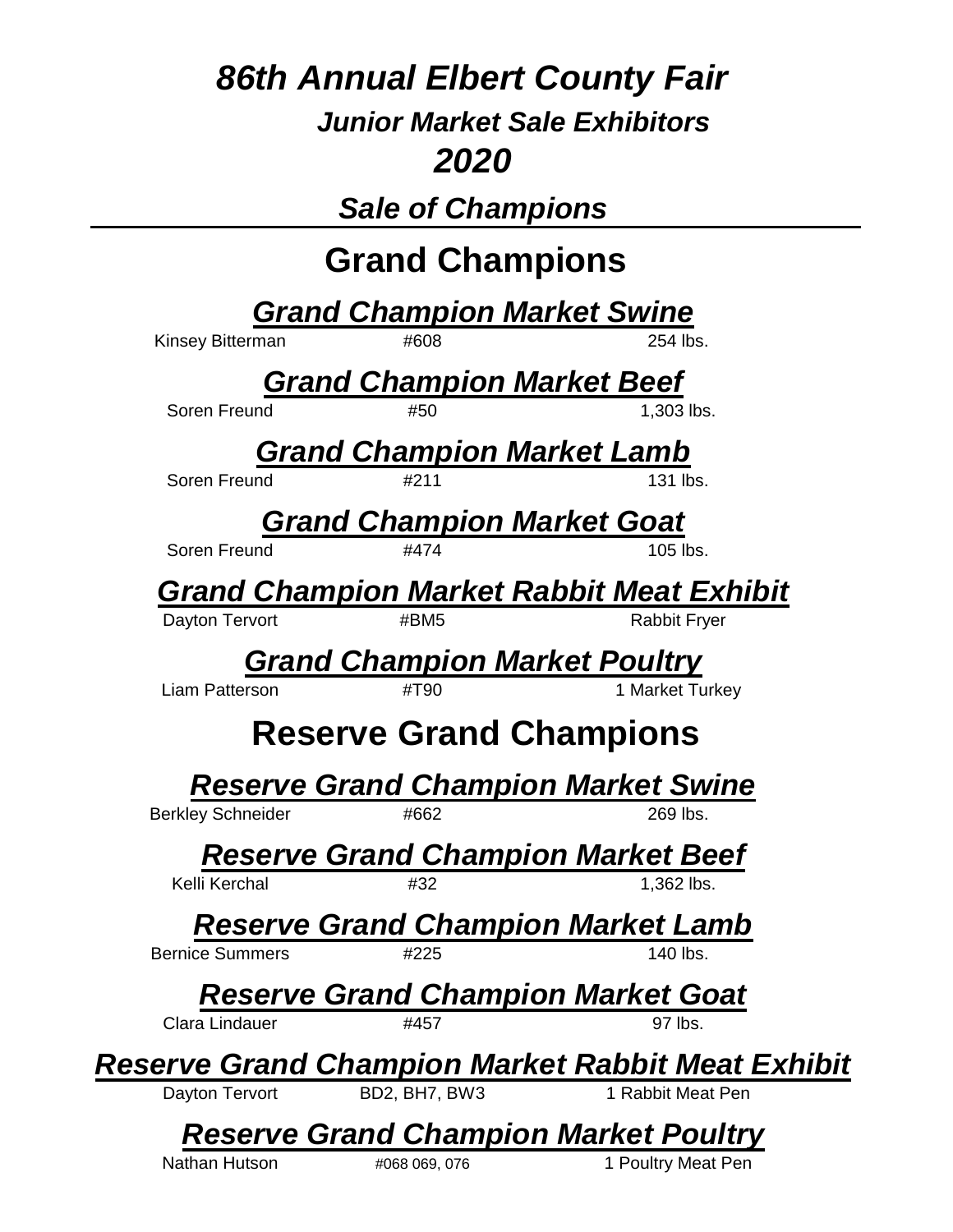# *86th Annual Elbert County Fair*

## *Junior Market Sale Exhibitors*

## *2020*

## *Sale of Champions*

# Grand Champions

### ***Grand Champion Market Swine***

Kinsey Bitterman #608 254 lbs.

### ***Grand Champion Market Beef***

Soren Freund #50 1,303 lbs.

### ***Grand Champion Market Lamb***

Soren Freund #211 131 lbs.

### ***Grand Champion Market Goat***

Soren Freund #474 105 lbs.

### ***Grand Champion Market Rabbit Meat Exhibit***

Dayton Tervort #BM5 Rabbit Fryer

### ***Grand Champion Market Poultry***

Liam Patterson #T90 1 Market Turkey

# Reserve Grand Champions

### ***Reserve Grand Champion Market Swine***

Berkley Schneider #662 269 lbs.

### ***Reserve Grand Champion Market Beef***

Kelli Kerchal #32 1,362 lbs.

### ***Reserve Grand Champion Market Lamb***

Bernice Summers #225 140 lbs.

### ***Reserve Grand Champion Market Goat***

Clara Lindauer #457 97 lbs.

### ***Reserve Grand Champion Market Rabbit Meat Exhibit***

Dayton Tervort BD2, BH7, BW3 1 Rabbit Meat Pen

### ***Reserve Grand Champion Market Poultry***

Nathan Hutson #068 069, 076 1 Poultry Meat Pen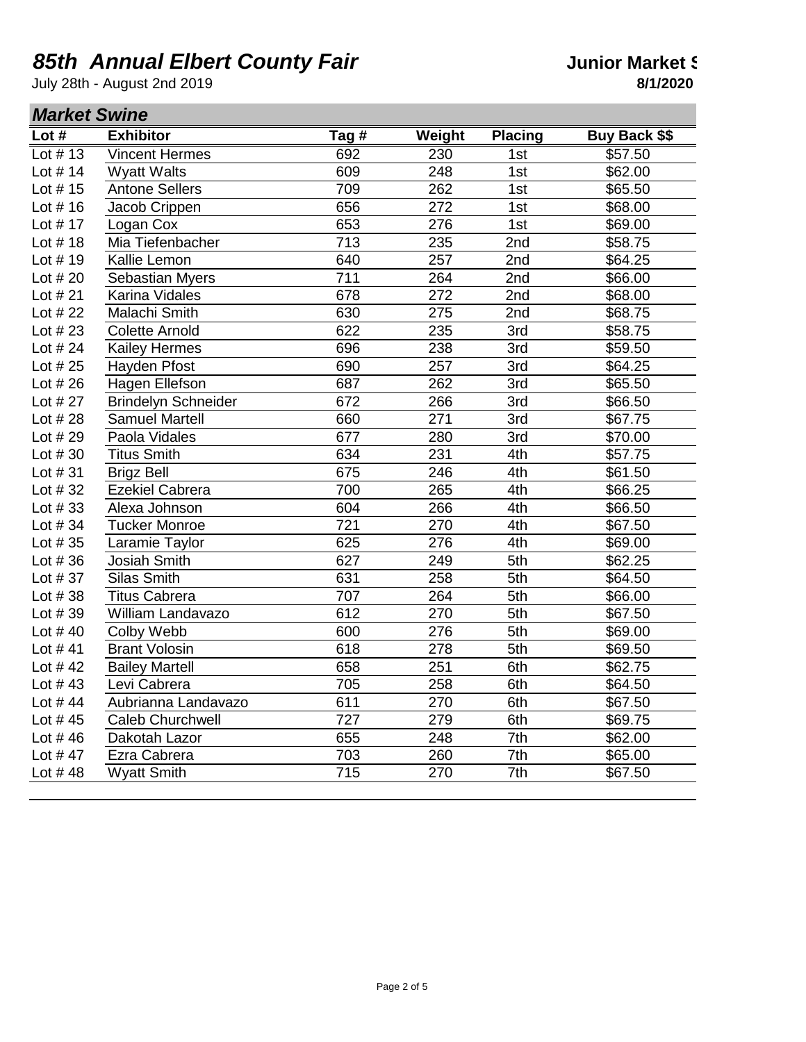# *85th Annual Elbert County Fair*

**Junior Market S**

July 28th - August 2nd 2019

**8/1/2020**

## *Market Swine*

| Lot # | Exhibitor | Tag # | Weight | Placing | Buy Back $$ |
|---|---|---|---|---|---|
| Lot # 13 | Vincent Hermes | 692 | 230 | 1st | $57.50 |
| Lot # 14 | Wyatt Walts | 609 | 248 | 1st | $62.00 |
| Lot # 15 | Antone Sellers | 709 | 262 | 1st | $65.50 |
| Lot # 16 | Jacob Crippen | 656 | 272 | 1st | $68.00 |
| Lot # 17 | Logan Cox | 653 | 276 | 1st | $69.00 |
| Lot # 18 | Mia Tiefenbacher | 713 | 235 | 2nd | $58.75 |
| Lot # 19 | Kallie Lemon | 640 | 257 | 2nd | $64.25 |
| Lot # 20 | Sebastian Myers | 711 | 264 | 2nd | $66.00 |
| Lot # 21 | Karina Vidales | 678 | 272 | 2nd | $68.00 |
| Lot # 22 | Malachi Smith | 630 | 275 | 2nd | $68.75 |
| Lot # 23 | Colette Arnold | 622 | 235 | 3rd | $58.75 |
| Lot # 24 | Kailey Hermes | 696 | 238 | 3rd | $59.50 |
| Lot # 25 | Hayden Pfost | 690 | 257 | 3rd | $64.25 |
| Lot # 26 | Hagen Ellefson | 687 | 262 | 3rd | $65.50 |
| Lot # 27 | Brindelyn Schneider | 672 | 266 | 3rd | $66.50 |
| Lot # 28 | Samuel Martell | 660 | 271 | 3rd | $67.75 |
| Lot # 29 | Paola Vidales | 677 | 280 | 3rd | $70.00 |
| Lot # 30 | Titus Smith | 634 | 231 | 4th | $57.75 |
| Lot # 31 | Brigz Bell | 675 | 246 | 4th | $61.50 |
| Lot # 32 | Ezekiel Cabrera | 700 | 265 | 4th | $66.25 |
| Lot # 33 | Alexa Johnson | 604 | 266 | 4th | $66.50 |
| Lot # 34 | Tucker Monroe | 721 | 270 | 4th | $67.50 |
| Lot # 35 | Laramie Taylor | 625 | 276 | 4th | $69.00 |
| Lot # 36 | Josiah Smith | 627 | 249 | 5th | $62.25 |
| Lot # 37 | Silas Smith | 631 | 258 | 5th | $64.50 |
| Lot # 38 | Titus Cabrera | 707 | 264 | 5th | $66.00 |
| Lot # 39 | William Landavazo | 612 | 270 | 5th | $67.50 |
| Lot # 40 | Colby Webb | 600 | 276 | 5th | $69.00 |
| Lot # 41 | Brant Volosin | 618 | 278 | 5th | $69.50 |
| Lot # 42 | Bailey Martell | 658 | 251 | 6th | $62.75 |
| Lot # 43 | Levi Cabrera | 705 | 258 | 6th | $64.50 |
| Lot # 44 | Aubrianna Landavazo | 611 | 270 | 6th | $67.50 |
| Lot # 45 | Caleb Churchwell | 727 | 279 | 6th | $69.75 |
| Lot # 46 | Dakotah Lazor | 655 | 248 | 7th | $62.00 |
| Lot # 47 | Ezra Cabrera | 703 | 260 | 7th | $65.00 |
| Lot # 48 | Wyatt Smith | 715 | 270 | 7th | $67.50 |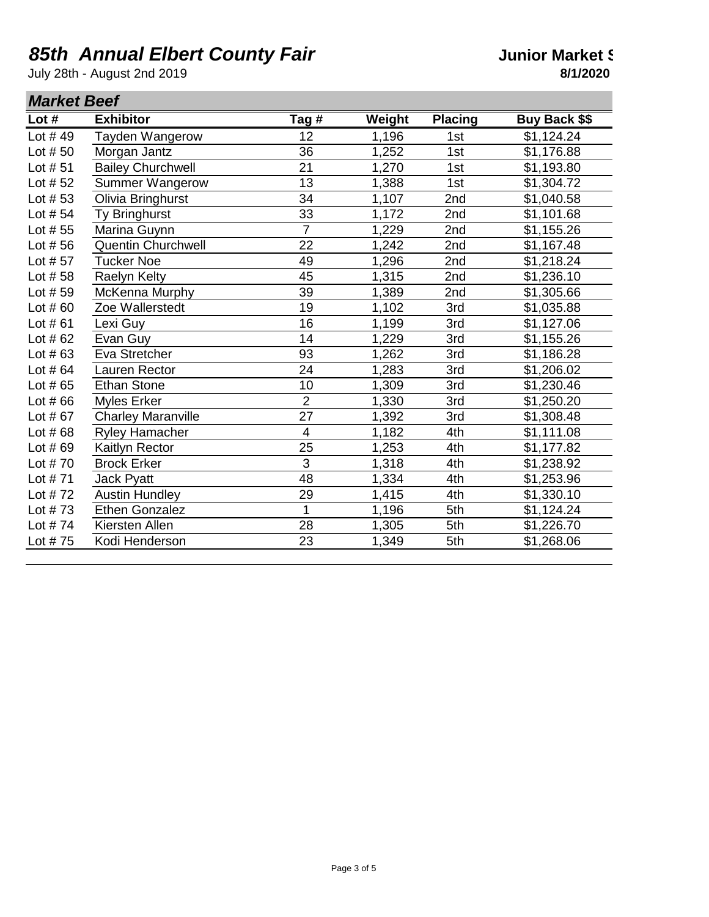# *85th Annual Elbert County Fair*

July 28th - August 2nd 2019

**Junior Market S**

**8/1/2020**

## *Market Beef*

| Lot # | Exhibitor | Tag # | Weight | Placing | Buy Back $$ |
|---|---|---|---|---|---|
| Lot # 49 | Tayden Wangerow | 12 | 1,196 | 1st | $1,124.24 |
| Lot # 50 | Morgan Jantz | 36 | 1,252 | 1st | $1,176.88 |
| Lot # 51 | Bailey Churchwell | 21 | 1,270 | 1st | $1,193.80 |
| Lot # 52 | Summer Wangerow | 13 | 1,388 | 1st | $1,304.72 |
| Lot # 53 | Olivia Bringhurst | 34 | 1,107 | 2nd | $1,040.58 |
| Lot # 54 | Ty Bringhurst | 33 | 1,172 | 2nd | $1,101.68 |
| Lot # 55 | Marina Guynn | 7 | 1,229 | 2nd | $1,155.26 |
| Lot # 56 | Quentin Churchwell | 22 | 1,242 | 2nd | $1,167.48 |
| Lot # 57 | Tucker Noe | 49 | 1,296 | 2nd | $1,218.24 |
| Lot # 58 | Raelyn Kelty | 45 | 1,315 | 2nd | $1,236.10 |
| Lot # 59 | McKenna Murphy | 39 | 1,389 | 2nd | $1,305.66 |
| Lot # 60 | Zoe Wallerstedt | 19 | 1,102 | 3rd | $1,035.88 |
| Lot # 61 | Lexi Guy | 16 | 1,199 | 3rd | $1,127.06 |
| Lot # 62 | Evan Guy | 14 | 1,229 | 3rd | $1,155.26 |
| Lot # 63 | Eva Stretcher | 93 | 1,262 | 3rd | $1,186.28 |
| Lot # 64 | Lauren Rector | 24 | 1,283 | 3rd | $1,206.02 |
| Lot # 65 | Ethan Stone | 10 | 1,309 | 3rd | $1,230.46 |
| Lot # 66 | Myles Erker | 2 | 1,330 | 3rd | $1,250.20 |
| Lot # 67 | Charley Maranville | 27 | 1,392 | 3rd | $1,308.48 |
| Lot # 68 | Ryley Hamacher | 4 | 1,182 | 4th | $1,111.08 |
| Lot # 69 | Kaitlyn Rector | 25 | 1,253 | 4th | $1,177.82 |
| Lot # 70 | Brock Erker | 3 | 1,318 | 4th | $1,238.92 |
| Lot # 71 | Jack Pyatt | 48 | 1,334 | 4th | $1,253.96 |
| Lot # 72 | Austin Hundley | 29 | 1,415 | 4th | $1,330.10 |
| Lot # 73 | Ethen Gonzalez | 1 | 1,196 | 5th | $1,124.24 |
| Lot # 74 | Kiersten Allen | 28 | 1,305 | 5th | $1,226.70 |
| Lot # 75 | Kodi Henderson | 23 | 1,349 | 5th | $1,268.06 |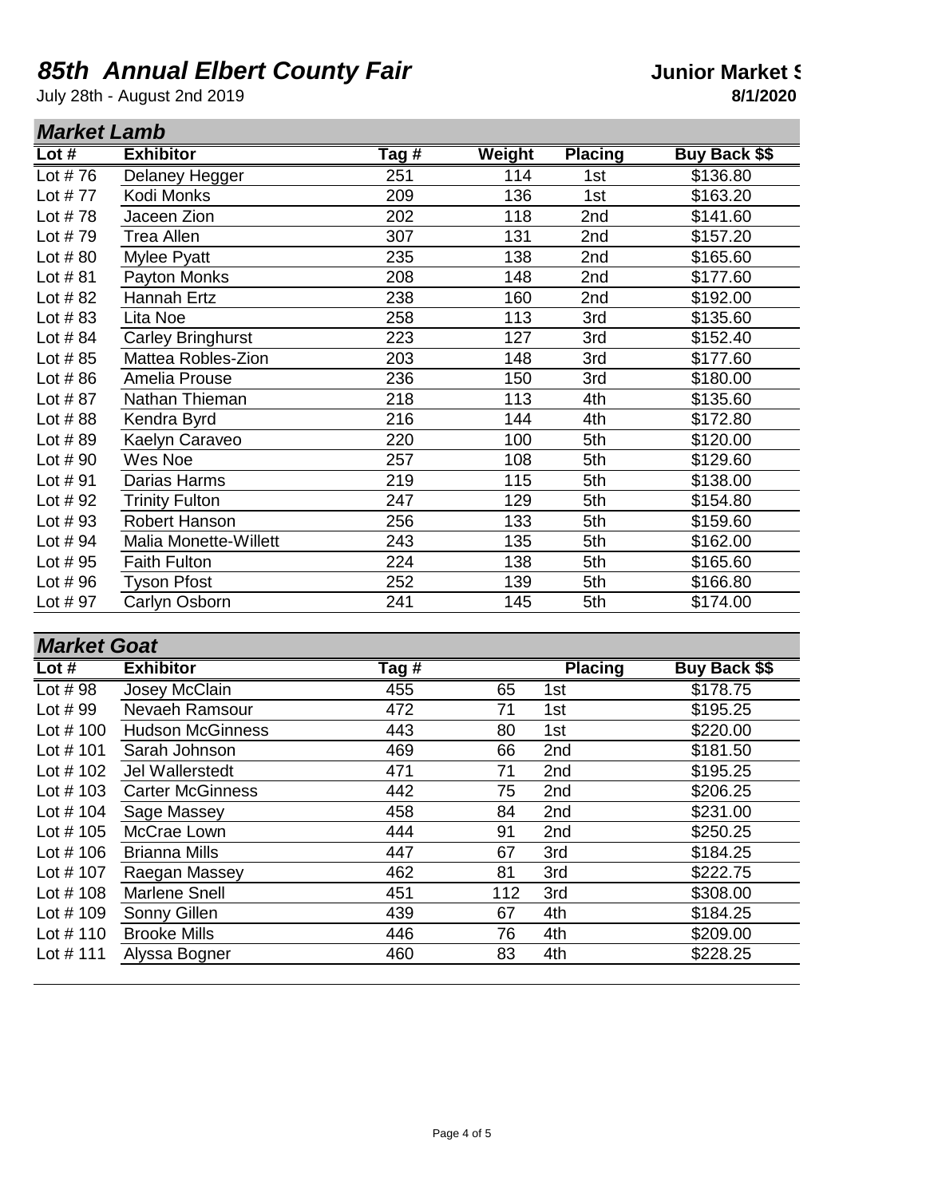# 85th Annual Elbert County Fair

**Junior Market S**

July 28th - August 2nd 2019

**8/1/2020**

## Market Lamb

| Lot # | Exhibitor | Tag # | Weight | Placing | Buy Back $$ |
|---|---|---|---|---|---|
| Lot # 76 | Delaney Hegger | 251 | 114 | 1st | $136.80 |
| Lot # 77 | Kodi Monks | 209 | 136 | 1st | $163.20 |
| Lot # 78 | Jaceen Zion | 202 | 118 | 2nd | $141.60 |
| Lot # 79 | Trea Allen | 307 | 131 | 2nd | $157.20 |
| Lot # 80 | Mylee Pyatt | 235 | 138 | 2nd | $165.60 |
| Lot # 81 | Payton Monks | 208 | 148 | 2nd | $177.60 |
| Lot # 82 | Hannah Ertz | 238 | 160 | 2nd | $192.00 |
| Lot # 83 | Lita Noe | 258 | 113 | 3rd | $135.60 |
| Lot # 84 | Carley Bringhurst | 223 | 127 | 3rd | $152.40 |
| Lot # 85 | Mattea Robles-Zion | 203 | 148 | 3rd | $177.60 |
| Lot # 86 | Amelia Prouse | 236 | 150 | 3rd | $180.00 |
| Lot # 87 | Nathan Thieman | 218 | 113 | 4th | $135.60 |
| Lot # 88 | Kendra Byrd | 216 | 144 | 4th | $172.80 |
| Lot # 89 | Kaelyn Caraveo | 220 | 100 | 5th | $120.00 |
| Lot # 90 | Wes Noe | 257 | 108 | 5th | $129.60 |
| Lot # 91 | Darias Harms | 219 | 115 | 5th | $138.00 |
| Lot # 92 | Trinity Fulton | 247 | 129 | 5th | $154.80 |
| Lot # 93 | Robert Hanson | 256 | 133 | 5th | $159.60 |
| Lot # 94 | Malia Monette-Willett | 243 | 135 | 5th | $162.00 |
| Lot # 95 | Faith Fulton | 224 | 138 | 5th | $165.60 |
| Lot # 96 | Tyson Pfost | 252 | 139 | 5th | $166.80 |
| Lot # 97 | Carlyn Osborn | 241 | 145 | 5th | $174.00 |

## Market Goat

| Lot # | Exhibitor | Tag # | | Placing | Buy Back $$ |
|---|---|---|---|---|---|
| Lot # 98 | Josey McClain | 455 | 65 | 1st | $178.75 |
| Lot # 99 | Nevaeh Ramsour | 472 | 71 | 1st | $195.25 |
| Lot # 100 | Hudson McGinness | 443 | 80 | 1st | $220.00 |
| Lot # 101 | Sarah Johnson | 469 | 66 | 2nd | $181.50 |
| Lot # 102 | Jel Wallerstedt | 471 | 71 | 2nd | $195.25 |
| Lot # 103 | Carter McGinness | 442 | 75 | 2nd | $206.25 |
| Lot # 104 | Sage Massey | 458 | 84 | 2nd | $231.00 |
| Lot # 105 | McCrae Lown | 444 | 91 | 2nd | $250.25 |
| Lot # 106 | Brianna Mills | 447 | 67 | 3rd | $184.25 |
| Lot # 107 | Raegan Massey | 462 | 81 | 3rd | $222.75 |
| Lot # 108 | Marlene Snell | 451 | 112 | 3rd | $308.00 |
| Lot # 109 | Sonny Gillen | 439 | 67 | 4th | $184.25 |
| Lot # 110 | Brooke Mills | 446 | 76 | 4th | $209.00 |
| Lot # 111 | Alyssa Bogner | 460 | 83 | 4th | $228.25 |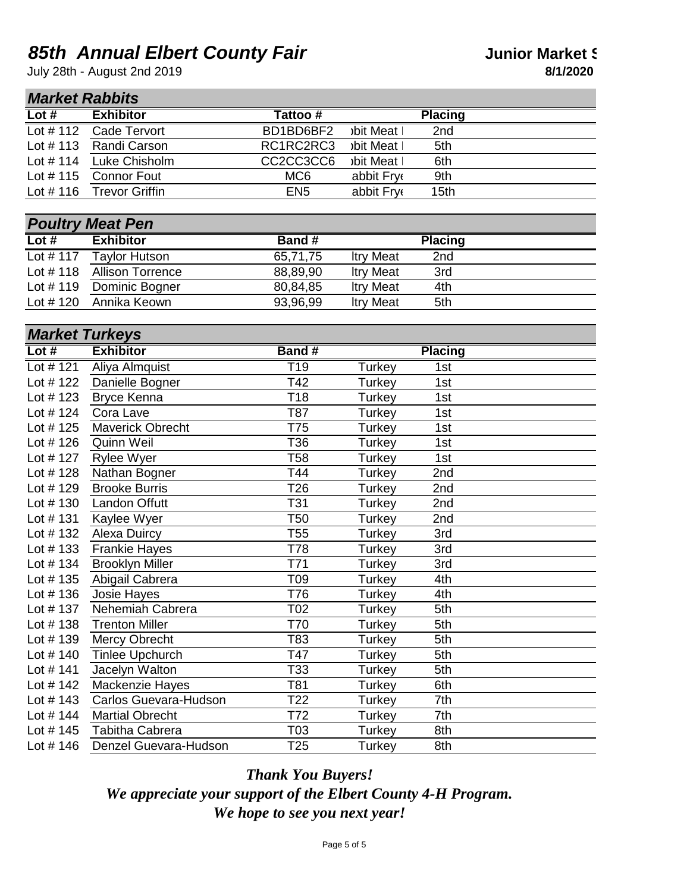# 85th Annual Elbert County Fair

**Junior Market S**

July 28th - August 2nd 2019

**8/1/2020**

## Market Rabbits

| Lot # | Exhibitor | Tattoo # | | Placing |
|---|---|---|---|---|
| Lot # 112 | Cade Tervort | BD1BD6BF2 | bit Meat | 2nd |
| Lot # 113 | Randi Carson | RC1RC2RC3 | bit Meat | 5th |
| Lot # 114 | Luke Chisholm | CC2CC3CC6 | bit Meat | 6th |
| Lot # 115 | Connor Fout | MC6 | abbit Frye | 9th |
| Lot # 116 | Trevor Griffin | EN5 | abbit Frye | 15th |

## Poultry Meat Pen

| Lot # | Exhibitor | Band # | | Placing |
|---|---|---|---|---|
| Lot # 117 | Taylor Hutson | 65,71,75 | ltry Meat | 2nd |
| Lot # 118 | Allison Torrence | 88,89,90 | ltry Meat | 3rd |
| Lot # 119 | Dominic Bogner | 80,84,85 | ltry Meat | 4th |
| Lot # 120 | Annika Keown | 93,96,99 | ltry Meat | 5th |

## Market Turkeys

| Lot # | Exhibitor | Band # | | Placing |
|---|---|---|---|---|
| Lot # 121 | Aliya Almquist | T19 | Turkey | 1st |
| Lot # 122 | Danielle Bogner | T42 | Turkey | 1st |
| Lot # 123 | Bryce Kenna | T18 | Turkey | 1st |
| Lot # 124 | Cora Lave | T87 | Turkey | 1st |
| Lot # 125 | Maverick Obrecht | T75 | Turkey | 1st |
| Lot # 126 | Quinn Weil | T36 | Turkey | 1st |
| Lot # 127 | Rylee Wyer | T58 | Turkey | 1st |
| Lot # 128 | Nathan Bogner | T44 | Turkey | 2nd |
| Lot # 129 | Brooke Burris | T26 | Turkey | 2nd |
| Lot # 130 | Landon Offutt | T31 | Turkey | 2nd |
| Lot # 131 | Kaylee Wyer | T50 | Turkey | 2nd |
| Lot # 132 | Alexa Duircy | T55 | Turkey | 3rd |
| Lot # 133 | Frankie Hayes | T78 | Turkey | 3rd |
| Lot # 134 | Brooklyn Miller | T71 | Turkey | 3rd |
| Lot # 135 | Abigail Cabrera | T09 | Turkey | 4th |
| Lot # 136 | Josie Hayes | T76 | Turkey | 4th |
| Lot # 137 | Nehemiah Cabrera | T02 | Turkey | 5th |
| Lot # 138 | Trenton Miller | T70 | Turkey | 5th |
| Lot # 139 | Mercy Obrecht | T83 | Turkey | 5th |
| Lot # 140 | Tinlee Upchurch | T47 | Turkey | 5th |
| Lot # 141 | Jacelyn Walton | T33 | Turkey | 5th |
| Lot # 142 | Mackenzie Hayes | T81 | Turkey | 6th |
| Lot # 143 | Carlos Guevara-Hudson | T22 | Turkey | 7th |
| Lot # 144 | Martial Obrecht | T72 | Turkey | 7th |
| Lot # 145 | Tabitha Cabrera | T03 | Turkey | 8th |
| Lot # 146 | Denzel Guevara-Hudson | T25 | Turkey | 8th |

***Thank You Buyers!***
***We appreciate your support of the Elbert County 4-H Program.***
***We hope to see you next year!***